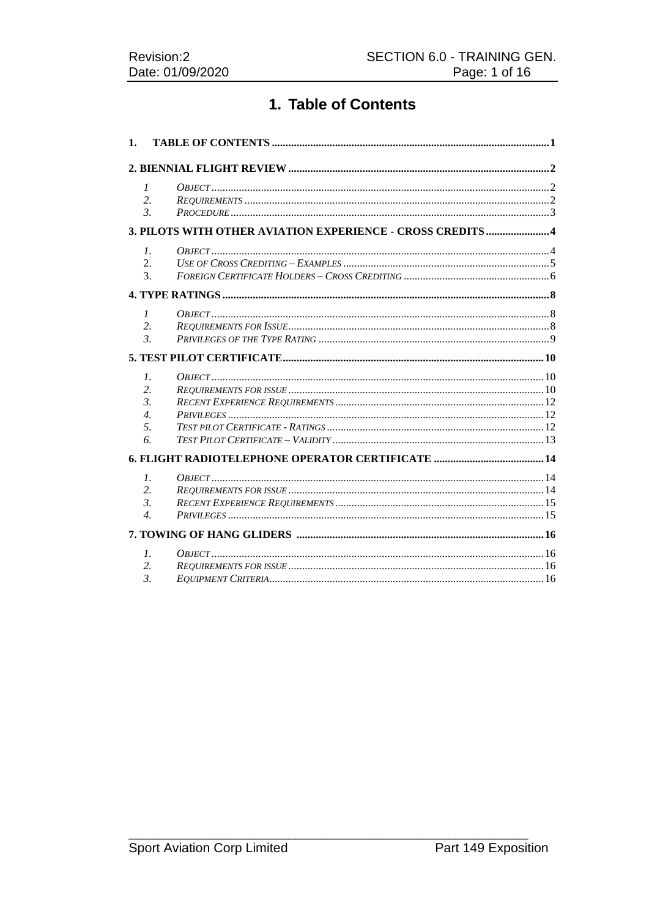# 1. Table of Contents

**1. TABLE OF CONTENTS** ..... 1

**2. BIENNIAL FLIGHT REVIEW** ..... 2

1 *OBJECT* ..... 2
2. *REQUIREMENTS* ..... 2
3. *PROCEDURE* ..... 3

**3. PILOTS WITH OTHER AVIATION EXPERIENCE - CROSS CREDITS** ..... 4

1. *OBJECT* ..... 4
2. *USE OF CROSS CREDITING – EXAMPLES* ..... 5
3. *FOREIGN CERTIFICATE HOLDERS – CROSS CREDITING* ..... 6

**4. TYPE RATINGS** ..... 8

1 *OBJECT* ..... 8
2. *REQUIREMENTS FOR ISSUE* ..... 8
3. *PRIVILEGES OF THE TYPE RATING* ..... 9

**5. TEST PILOT CERTIFICATE** ..... 10

1. *OBJECT* ..... 10
2. *REQUIREMENTS FOR ISSUE* ..... 10
3. *RECENT EXPERIENCE REQUIREMENTS* ..... 12
4. *PRIVILEGES* ..... 12
5. *TEST PILOT CERTIFICATE - RATINGS* ..... 12
6. *TEST PILOT CERTIFICATE – VALIDITY* ..... 13

**6. FLIGHT RADIOTELEPHONE OPERATOR CERTIFICATE** ..... 14

1. *OBJECT* ..... 14
2. *REQUIREMENTS FOR ISSUE* ..... 14
3. *RECENT EXPERIENCE REQUIREMENTS* ..... 15
4. *PRIVILEGES* ..... 15

**7. TOWING OF HANG GLIDERS** ..... 16

1. *OBJECT* ..... 16
2. *REQUIREMENTS FOR ISSUE* ..... 16
3. *EQUIPMENT CRITERIA* ..... 16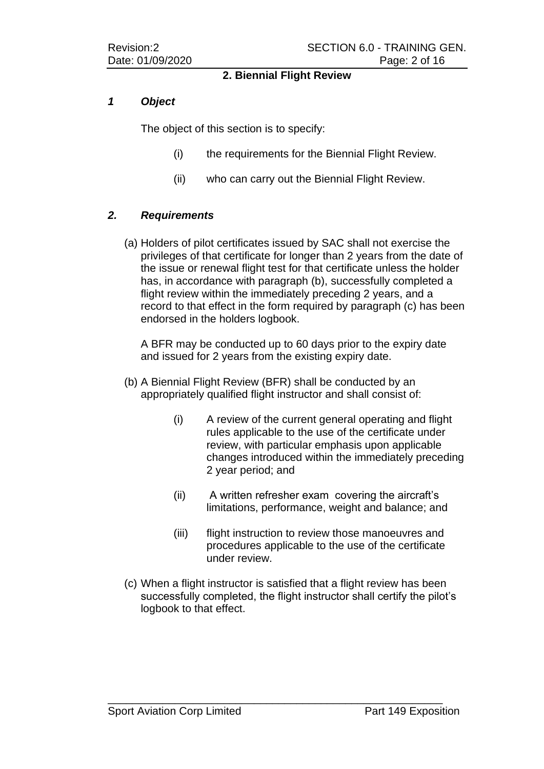## 2. Biennial Flight Review

### *1 Object*

The object of this section is to specify:

(i) the requirements for the Biennial Flight Review.

(ii) who can carry out the Biennial Flight Review.

### *2. Requirements*

(a) Holders of pilot certificates issued by SAC shall not exercise the privileges of that certificate for longer than 2 years from the date of the issue or renewal flight test for that certificate unless the holder has, in accordance with paragraph (b), successfully completed a flight review within the immediately preceding 2 years, and a record to that effect in the form required by paragraph (c) has been endorsed in the holders logbook.

A BFR may be conducted up to 60 days prior to the expiry date and issued for 2 years from the existing expiry date.

(b) A Biennial Flight Review (BFR) shall be conducted by an appropriately qualified flight instructor and shall consist of:

(i) A review of the current general operating and flight rules applicable to the use of the certificate under review, with particular emphasis upon applicable changes introduced within the immediately preceding 2 year period; and

(ii) A written refresher exam covering the aircraft's limitations, performance, weight and balance; and

(iii) flight instruction to review those manoeuvres and procedures applicable to the use of the certificate under review.

(c) When a flight instructor is satisfied that a flight review has been successfully completed, the flight instructor shall certify the pilot's logbook to that effect.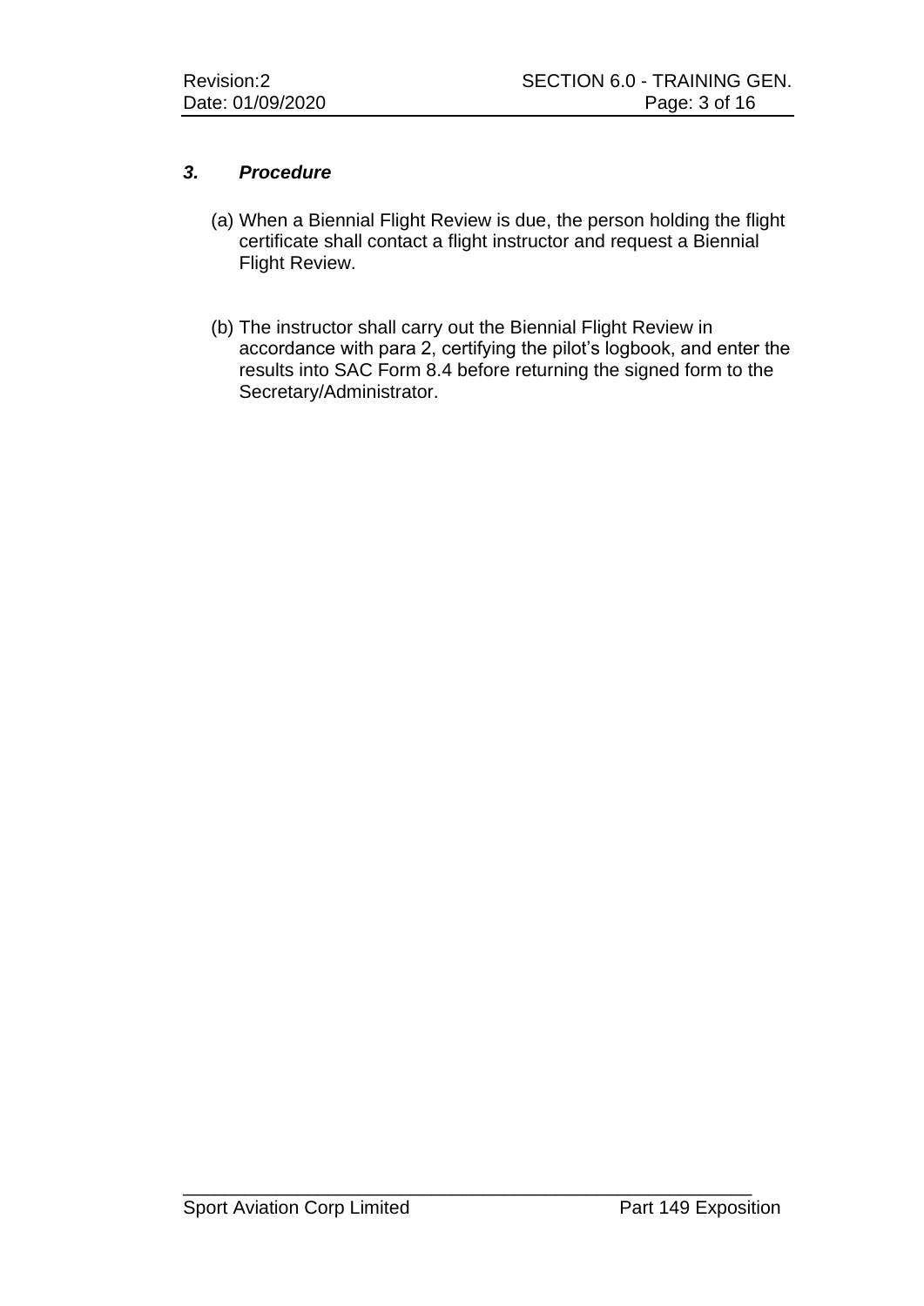### ***3. Procedure***

(a) When a Biennial Flight Review is due, the person holding the flight certificate shall contact a flight instructor and request a Biennial Flight Review.

(b) The instructor shall carry out the Biennial Flight Review in accordance with para 2, certifying the pilot's logbook, and enter the results into SAC Form 8.4 before returning the signed form to the Secretary/Administrator.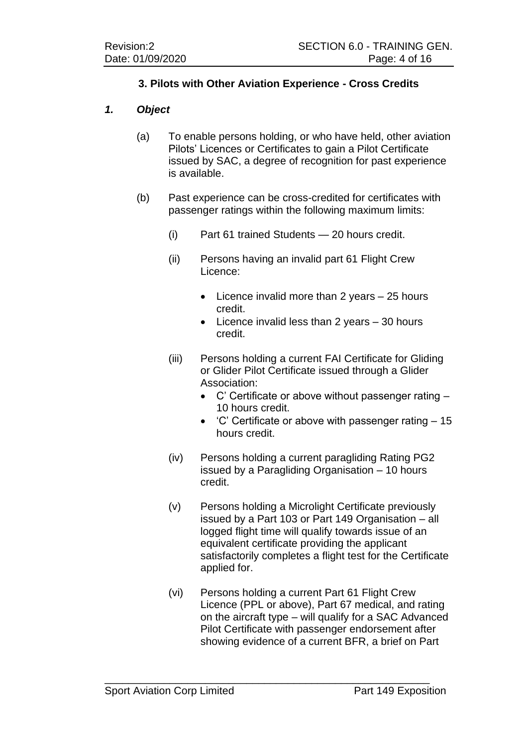### 3. Pilots with Other Aviation Experience - Cross Credits

#### *1. Object*

(a) To enable persons holding, or who have held, other aviation Pilots' Licences or Certificates to gain a Pilot Certificate issued by SAC, a degree of recognition for past experience is available.

(b) Past experience can be cross-credited for certificates with passenger ratings within the following maximum limits:

(i) Part 61 trained Students — 20 hours credit.

(ii) Persons having an invalid part 61 Flight Crew Licence:

- Licence invalid more than 2 years – 25 hours credit.
- Licence invalid less than 2 years – 30 hours credit.

(iii) Persons holding a current FAI Certificate for Gliding or Glider Pilot Certificate issued through a Glider Association:

- C' Certificate or above without passenger rating – 10 hours credit.
- 'C' Certificate or above with passenger rating – 15 hours credit.

(iv) Persons holding a current paragliding Rating PG2 issued by a Paragliding Organisation – 10 hours credit.

(v) Persons holding a Microlight Certificate previously issued by a Part 103 or Part 149 Organisation – all logged flight time will qualify towards issue of an equivalent certificate providing the applicant satisfactorily completes a flight test for the Certificate applied for.

(vi) Persons holding a current Part 61 Flight Crew Licence (PPL or above), Part 67 medical, and rating on the aircraft type – will qualify for a SAC Advanced Pilot Certificate with passenger endorsement after showing evidence of a current BFR, a brief on Part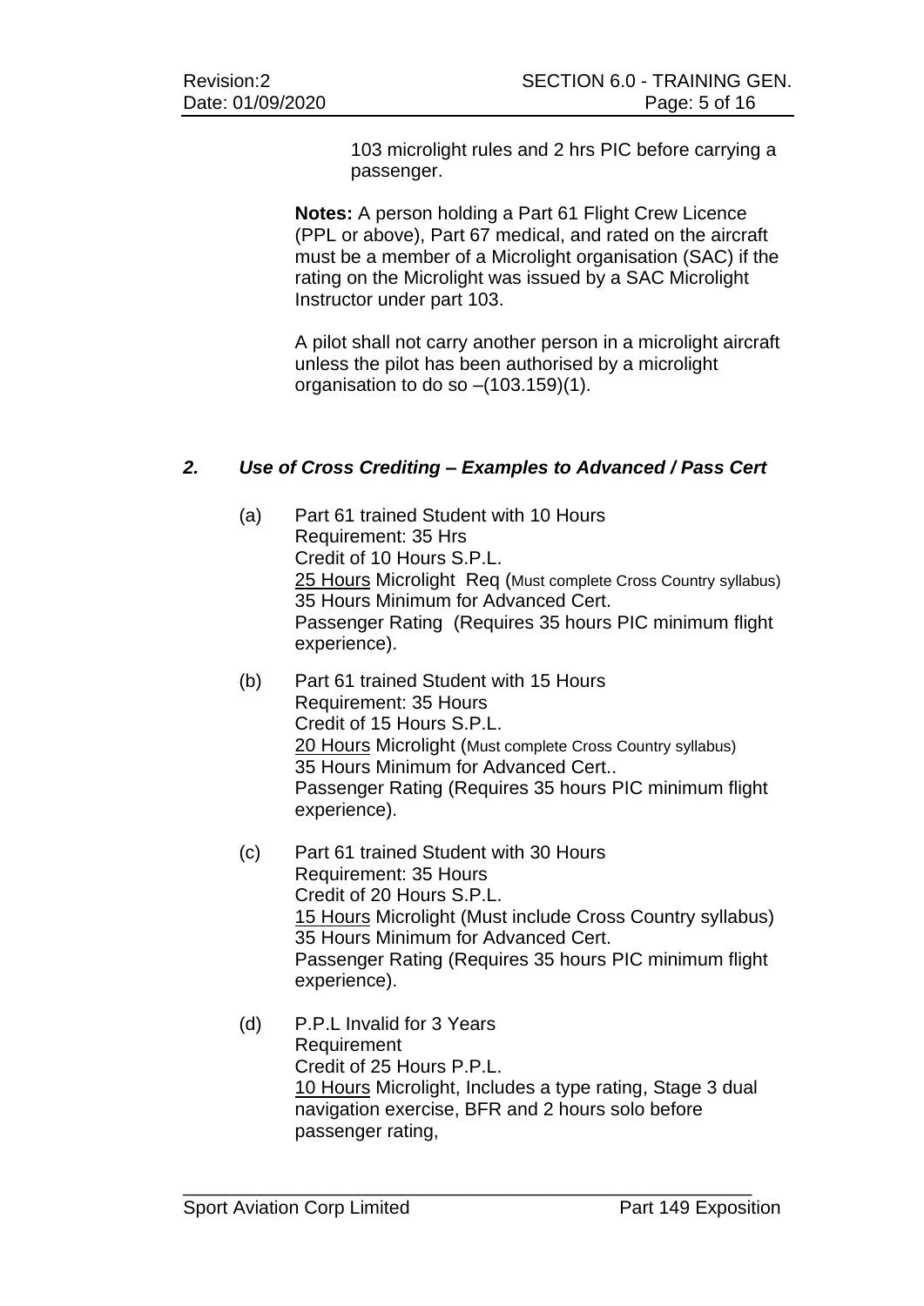103 microlight rules and 2 hrs PIC before carrying a passenger.

**Notes:** A person holding a Part 61 Flight Crew Licence (PPL or above), Part 67 medical, and rated on the aircraft must be a member of a Microlight organisation (SAC) if the rating on the Microlight was issued by a SAC Microlight Instructor under part 103.

A pilot shall not carry another person in a microlight aircraft unless the pilot has been authorised by a microlight organisation to do so –(103.159)(1).

## *2. Use of Cross Crediting – Examples to Advanced / Pass Cert*

(a) Part 61 trained Student with 10 Hours
Requirement: 35 Hrs
Credit of 10 Hours S.P.L.
<u>25 Hours</u> Microlight Req (Must complete Cross Country syllabus)
35 Hours Minimum for Advanced Cert.
Passenger Rating (Requires 35 hours PIC minimum flight experience).

(b) Part 61 trained Student with 15 Hours
Requirement: 35 Hours
Credit of 15 Hours S.P.L.
<u>20 Hours</u> Microlight (Must complete Cross Country syllabus)
35 Hours Minimum for Advanced Cert..
Passenger Rating (Requires 35 hours PIC minimum flight experience).

(c) Part 61 trained Student with 30 Hours
Requirement: 35 Hours
Credit of 20 Hours S.P.L.
<u>15 Hours</u> Microlight (Must include Cross Country syllabus)
35 Hours Minimum for Advanced Cert.
Passenger Rating (Requires 35 hours PIC minimum flight experience).

(d) P.P.L Invalid for 3 Years
Requirement
Credit of 25 Hours P.P.L.
<u>10 Hours</u> Microlight, Includes a type rating, Stage 3 dual navigation exercise, BFR and 2 hours solo before passenger rating,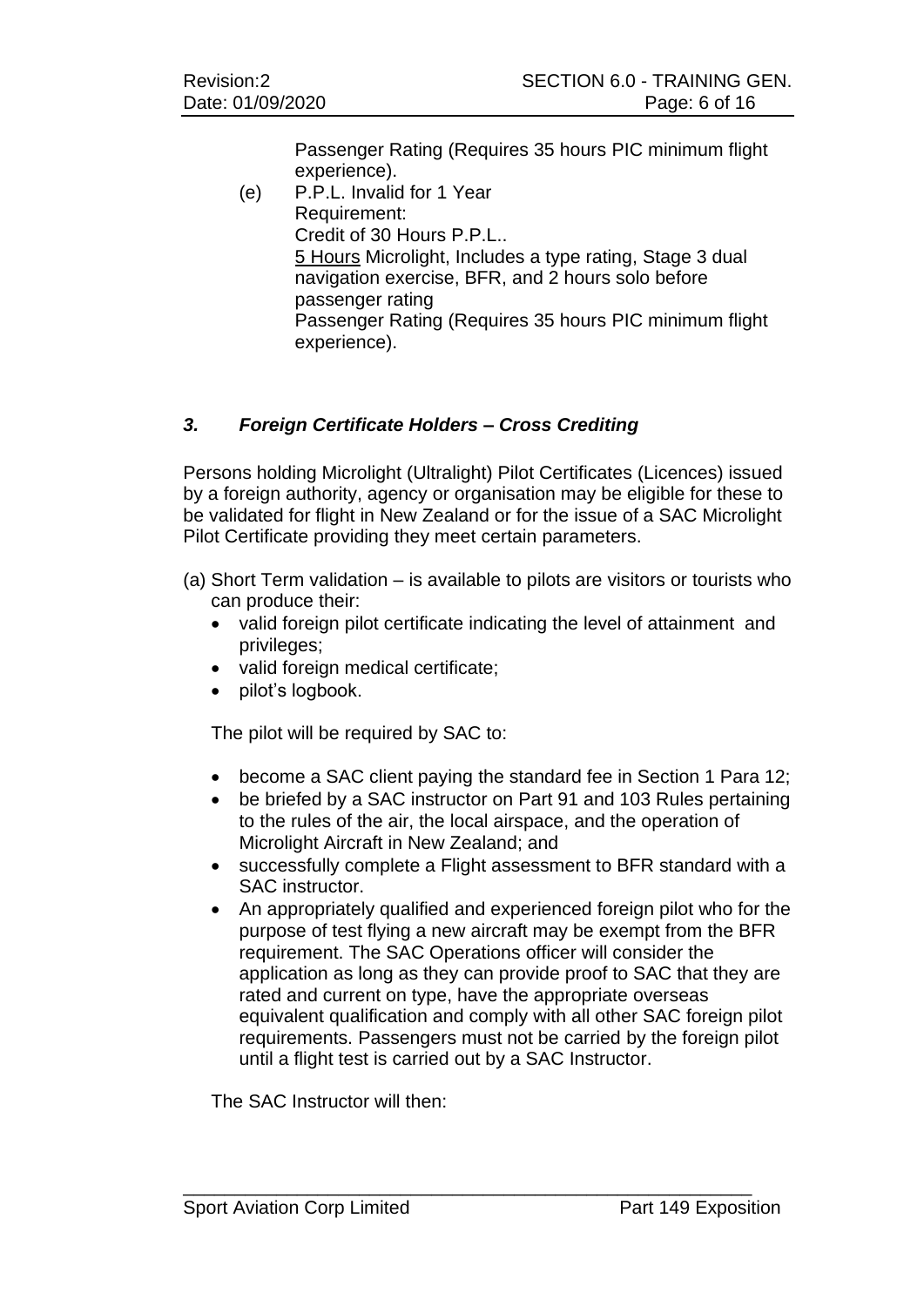Passenger Rating (Requires 35 hours PIC minimum flight experience).

(e) P.P.L. Invalid for 1 Year
Requirement:
Credit of 30 Hours P.P.L..
5 Hours Microlight, Includes a type rating, Stage 3 dual navigation exercise, BFR, and 2 hours solo before passenger rating
Passenger Rating (Requires 35 hours PIC minimum flight experience).

### ***3. Foreign Certificate Holders – Cross Crediting***

Persons holding Microlight (Ultralight) Pilot Certificates (Licences) issued by a foreign authority, agency or organisation may be eligible for these to be validated for flight in New Zealand or for the issue of a SAC Microlight Pilot Certificate providing they meet certain parameters.

(a) Short Term validation – is available to pilots are visitors or tourists who can produce their:

- valid foreign pilot certificate indicating the level of attainment and privileges;
- valid foreign medical certificate;
- pilot's logbook.

The pilot will be required by SAC to:

- become a SAC client paying the standard fee in Section 1 Para 12;
- be briefed by a SAC instructor on Part 91 and 103 Rules pertaining to the rules of the air, the local airspace, and the operation of Microlight Aircraft in New Zealand; and
- successfully complete a Flight assessment to BFR standard with a SAC instructor.
- An appropriately qualified and experienced foreign pilot who for the purpose of test flying a new aircraft may be exempt from the BFR requirement. The SAC Operations officer will consider the application as long as they can provide proof to SAC that they are rated and current on type, have the appropriate overseas equivalent qualification and comply with all other SAC foreign pilot requirements. Passengers must not be carried by the foreign pilot until a flight test is carried out by a SAC Instructor.

The SAC Instructor will then: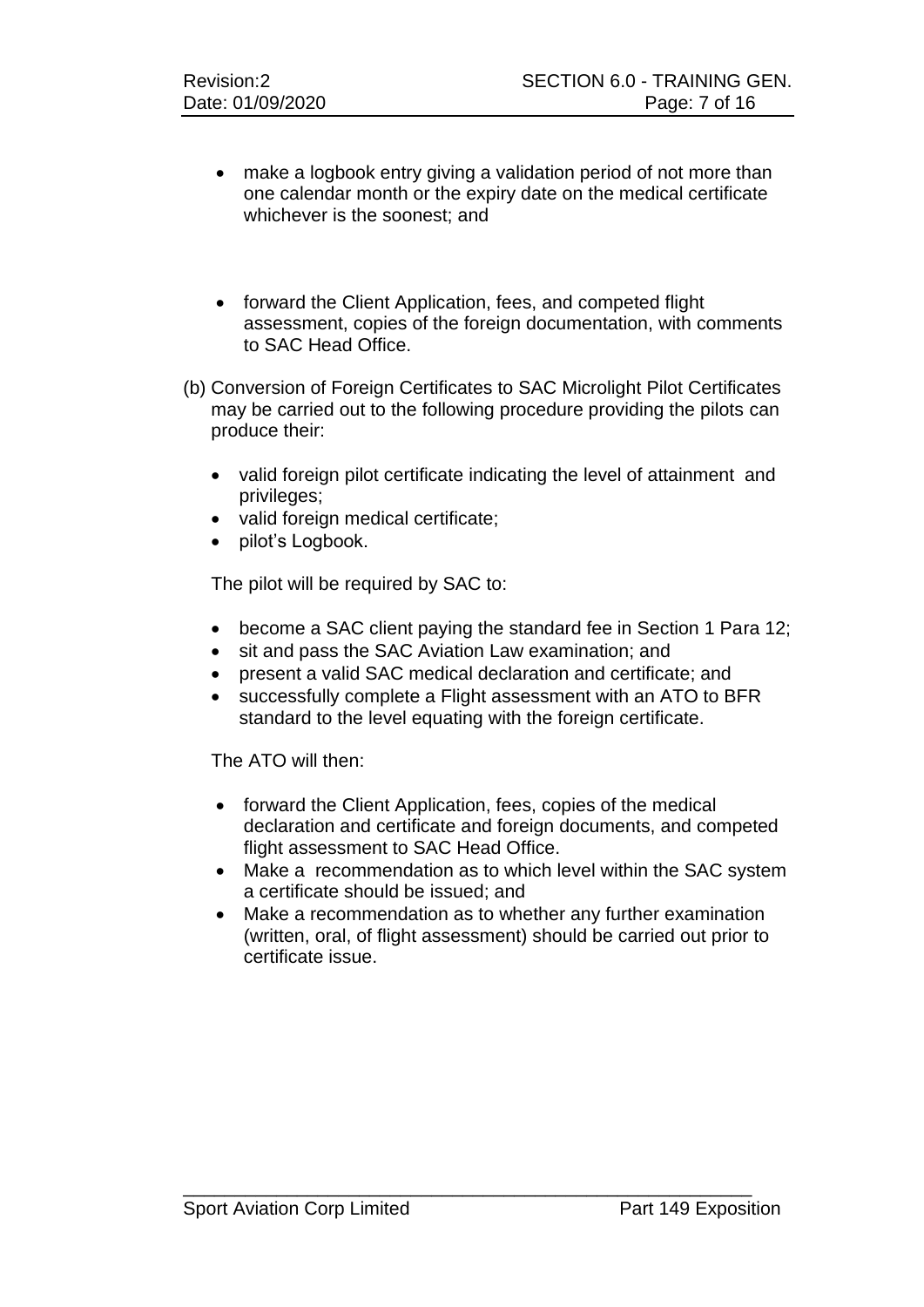- make a logbook entry giving a validation period of not more than one calendar month or the expiry date on the medical certificate whichever is the soonest; and

- forward the Client Application, fees, and competed flight assessment, copies of the foreign documentation, with comments to SAC Head Office.

(b) Conversion of Foreign Certificates to SAC Microlight Pilot Certificates may be carried out to the following procedure providing the pilots can produce their:

- valid foreign pilot certificate indicating the level of attainment and privileges;
- valid foreign medical certificate;
- pilot's Logbook.

The pilot will be required by SAC to:

- become a SAC client paying the standard fee in Section 1 Para 12;
- sit and pass the SAC Aviation Law examination; and
- present a valid SAC medical declaration and certificate; and
- successfully complete a Flight assessment with an ATO to BFR standard to the level equating with the foreign certificate.

The ATO will then:

- forward the Client Application, fees, copies of the medical declaration and certificate and foreign documents, and competed flight assessment to SAC Head Office.
- Make a recommendation as to which level within the SAC system a certificate should be issued; and
- Make a recommendation as to whether any further examination (written, oral, of flight assessment) should be carried out prior to certificate issue.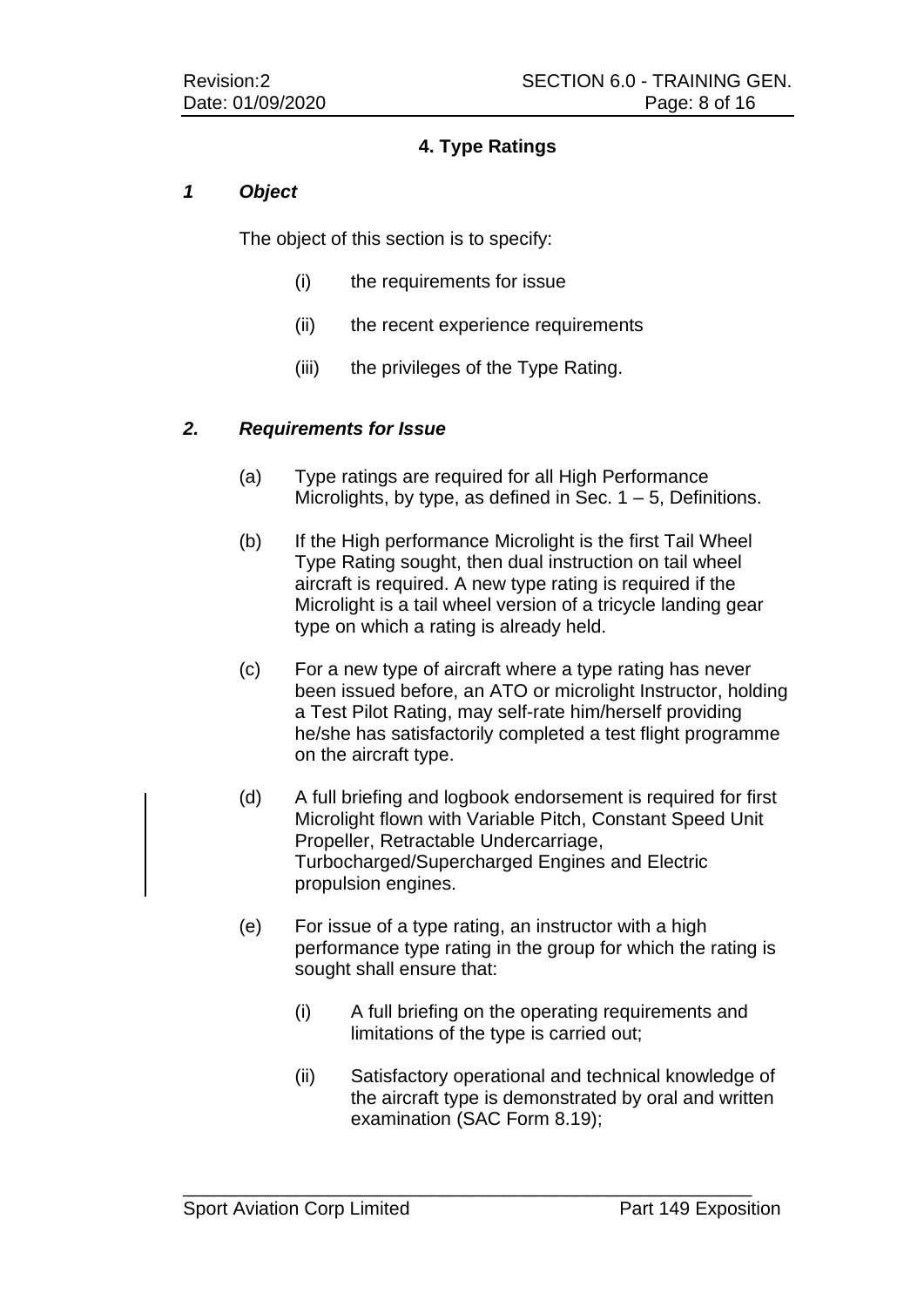## 4. Type Ratings

### *1 Object*

The object of this section is to specify:

- (i) the requirements for issue
- (ii) the recent experience requirements
- (iii) the privileges of the Type Rating.

### *2. Requirements for Issue*

(a) Type ratings are required for all High Performance Microlights, by type, as defined in Sec. 1 – 5, Definitions.

(b) If the High performance Microlight is the first Tail Wheel Type Rating sought, then dual instruction on tail wheel aircraft is required. A new type rating is required if the Microlight is a tail wheel version of a tricycle landing gear type on which a rating is already held.

(c) For a new type of aircraft where a type rating has never been issued before, an ATO or microlight Instructor, holding a Test Pilot Rating, may self-rate him/herself providing he/she has satisfactorily completed a test flight programme on the aircraft type.

(d) A full briefing and logbook endorsement is required for first Microlight flown with Variable Pitch, Constant Speed Unit Propeller, Retractable Undercarriage, Turbocharged/Supercharged Engines and Electric propulsion engines.

(e) For issue of a type rating, an instructor with a high performance type rating in the group for which the rating is sought shall ensure that:

- (i) A full briefing on the operating requirements and limitations of the type is carried out;
- (ii) Satisfactory operational and technical knowledge of the aircraft type is demonstrated by oral and written examination (SAC Form 8.19);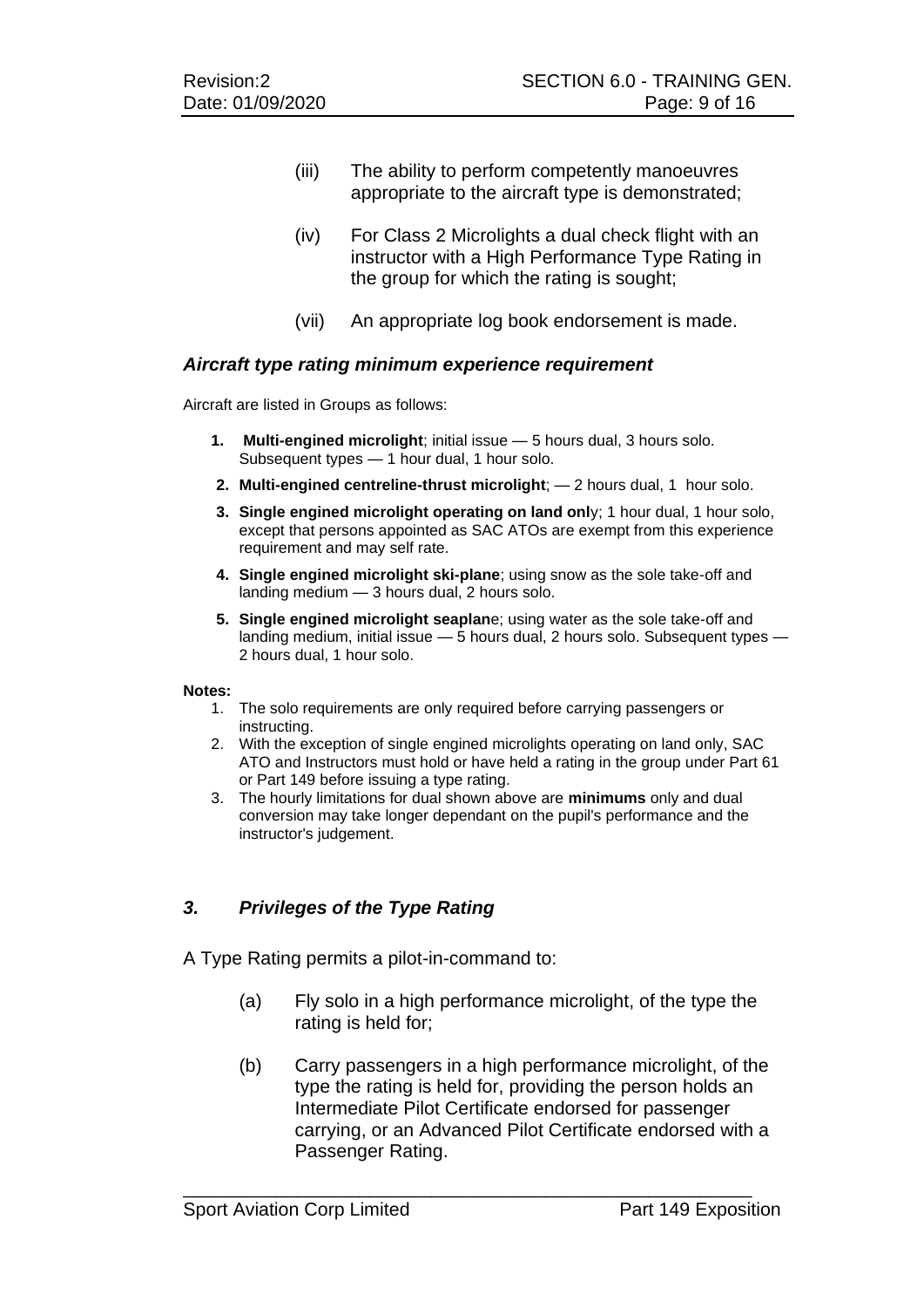(iii) The ability to perform competently manoeuvres appropriate to the aircraft type is demonstrated;

(iv) For Class 2 Microlights a dual check flight with an instructor with a High Performance Type Rating in the group for which the rating is sought;

(vii) An appropriate log book endorsement is made.

### *Aircraft type rating minimum experience requirement*

Aircraft are listed in Groups as follows:

1. **Multi-engined microlight**; initial issue — 5 hours dual, 3 hours solo. Subsequent types — 1 hour dual, 1 hour solo.
2. **Multi-engined centreline-thrust microlight**; — 2 hours dual, 1 hour solo.
3. **Single engined microlight operating on land onl**y; 1 hour dual, 1 hour solo, except that persons appointed as SAC ATOs are exempt from this experience requirement and may self rate.
4. **Single engined microlight ski-plane**; using snow as the sole take-off and landing medium — 3 hours dual, 2 hours solo.
5. **Single engined microlight seaplan**e; using water as the sole take-off and landing medium, initial issue — 5 hours dual, 2 hours solo. Subsequent types — 2 hours dual, 1 hour solo.

**Notes:**

1. The solo requirements are only required before carrying passengers or instructing.
2. With the exception of single engined microlights operating on land only, SAC ATO and Instructors must hold or have held a rating in the group under Part 61 or Part 149 before issuing a type rating.
3. The hourly limitations for dual shown above are **minimums** only and dual conversion may take longer dependant on the pupil's performance and the instructor's judgement.

## *3. Privileges of the Type Rating*

A Type Rating permits a pilot-in-command to:

(a) Fly solo in a high performance microlight, of the type the rating is held for;

(b) Carry passengers in a high performance microlight, of the type the rating is held for, providing the person holds an Intermediate Pilot Certificate endorsed for passenger carrying, or an Advanced Pilot Certificate endorsed with a Passenger Rating.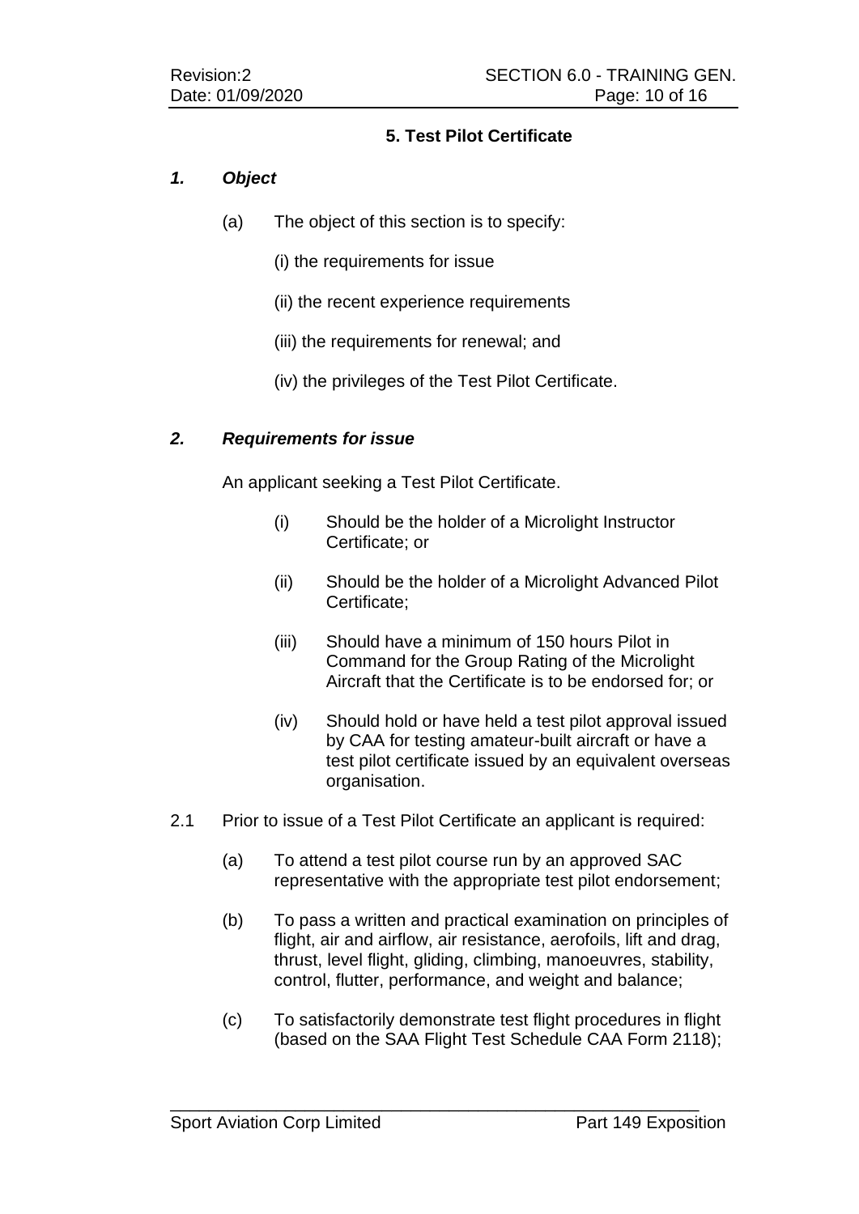## 5. Test Pilot Certificate

### *1. Object*

(a) The object of this section is to specify:

(i) the requirements for issue

(ii) the recent experience requirements

(iii) the requirements for renewal; and

(iv) the privileges of the Test Pilot Certificate.

### *2. Requirements for issue*

An applicant seeking a Test Pilot Certificate.

(i) Should be the holder of a Microlight Instructor Certificate; or

(ii) Should be the holder of a Microlight Advanced Pilot Certificate;

(iii) Should have a minimum of 150 hours Pilot in Command for the Group Rating of the Microlight Aircraft that the Certificate is to be endorsed for; or

(iv) Should hold or have held a test pilot approval issued by CAA for testing amateur-built aircraft or have a test pilot certificate issued by an equivalent overseas organisation.

2.1 Prior to issue of a Test Pilot Certificate an applicant is required:

(a) To attend a test pilot course run by an approved SAC representative with the appropriate test pilot endorsement;

(b) To pass a written and practical examination on principles of flight, air and airflow, air resistance, aerofoils, lift and drag, thrust, level flight, gliding, climbing, manoeuvres, stability, control, flutter, performance, and weight and balance;

(c) To satisfactorily demonstrate test flight procedures in flight (based on the SAA Flight Test Schedule CAA Form 2118);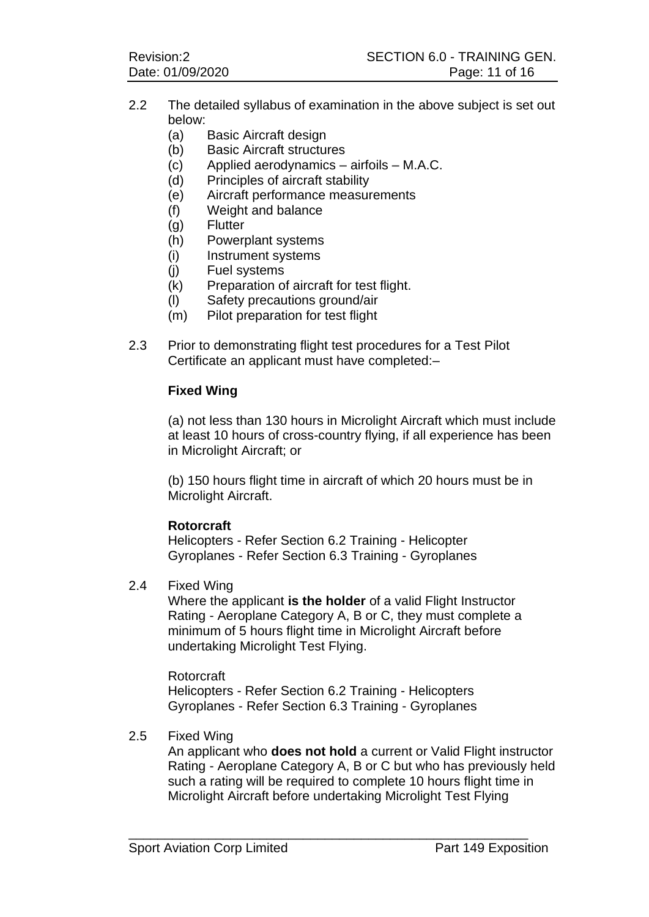2.2 The detailed syllabus of examination in the above subject is set out below:

- (a) Basic Aircraft design
- (b) Basic Aircraft structures
- (c) Applied aerodynamics – airfoils – M.A.C.
- (d) Principles of aircraft stability
- (e) Aircraft performance measurements
- (f) Weight and balance
- (g) Flutter
- (h) Powerplant systems
- (i) Instrument systems
- (j) Fuel systems
- (k) Preparation of aircraft for test flight.
- (l) Safety precautions ground/air
- (m) Pilot preparation for test flight

2.3 Prior to demonstrating flight test procedures for a Test Pilot Certificate an applicant must have completed:–

**Fixed Wing**

(a) not less than 130 hours in Microlight Aircraft which must include at least 10 hours of cross-country flying, if all experience has been in Microlight Aircraft; or

(b) 150 hours flight time in aircraft of which 20 hours must be in Microlight Aircraft.

**Rotorcraft**

Helicopters - Refer Section 6.2 Training - Helicopter
Gyroplanes - Refer Section 6.3 Training - Gyroplanes

2.4 Fixed Wing

Where the applicant **is the holder** of a valid Flight Instructor Rating - Aeroplane Category A, B or C, they must complete a minimum of 5 hours flight time in Microlight Aircraft before undertaking Microlight Test Flying.

Rotorcraft

Helicopters - Refer Section 6.2 Training - Helicopters
Gyroplanes - Refer Section 6.3 Training - Gyroplanes

2.5 Fixed Wing

An applicant who **does not hold** a current or Valid Flight instructor Rating - Aeroplane Category A, B or C but who has previously held such a rating will be required to complete 10 hours flight time in Microlight Aircraft before undertaking Microlight Test Flying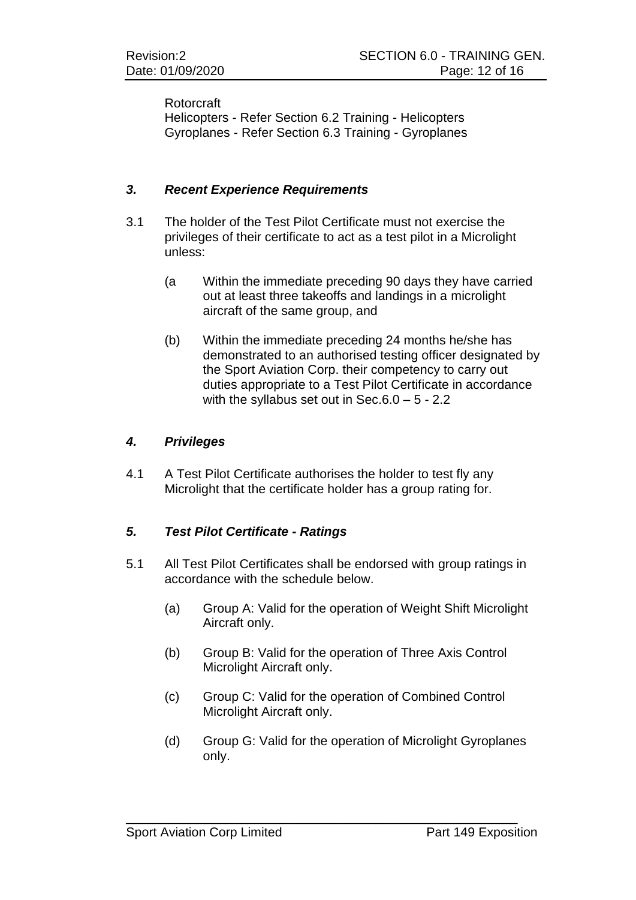Rotorcraft
Helicopters - Refer Section 6.2 Training - Helicopters
Gyroplanes - Refer Section 6.3 Training - Gyroplanes

### *3. Recent Experience Requirements*

3.1 The holder of the Test Pilot Certificate must not exercise the privileges of their certificate to act as a test pilot in a Microlight unless:

(a Within the immediate preceding 90 days they have carried out at least three takeoffs and landings in a microlight aircraft of the same group, and

(b) Within the immediate preceding 24 months he/she has demonstrated to an authorised testing officer designated by the Sport Aviation Corp. their competency to carry out duties appropriate to a Test Pilot Certificate in accordance with the syllabus set out in Sec.6.0 – 5 - 2.2

### *4. Privileges*

4.1 A Test Pilot Certificate authorises the holder to test fly any Microlight that the certificate holder has a group rating for.

### *5. Test Pilot Certificate - Ratings*

5.1 All Test Pilot Certificates shall be endorsed with group ratings in accordance with the schedule below.

(a) Group A: Valid for the operation of Weight Shift Microlight Aircraft only.

(b) Group B: Valid for the operation of Three Axis Control Microlight Aircraft only.

(c) Group C: Valid for the operation of Combined Control Microlight Aircraft only.

(d) Group G: Valid for the operation of Microlight Gyroplanes only.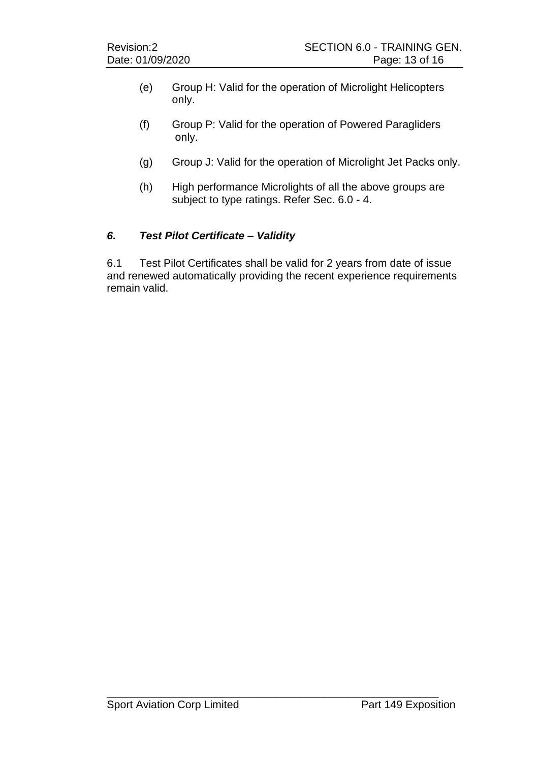(e) Group H: Valid for the operation of Microlight Helicopters only.

(f) Group P: Valid for the operation of Powered Paragliders only.

(g) Group J: Valid for the operation of Microlight Jet Packs only.

(h) High performance Microlights of all the above groups are subject to type ratings. Refer Sec. 6.0 - 4.

### ***6. Test Pilot Certificate – Validity***

6.1 Test Pilot Certificates shall be valid for 2 years from date of issue and renewed automatically providing the recent experience requirements remain valid.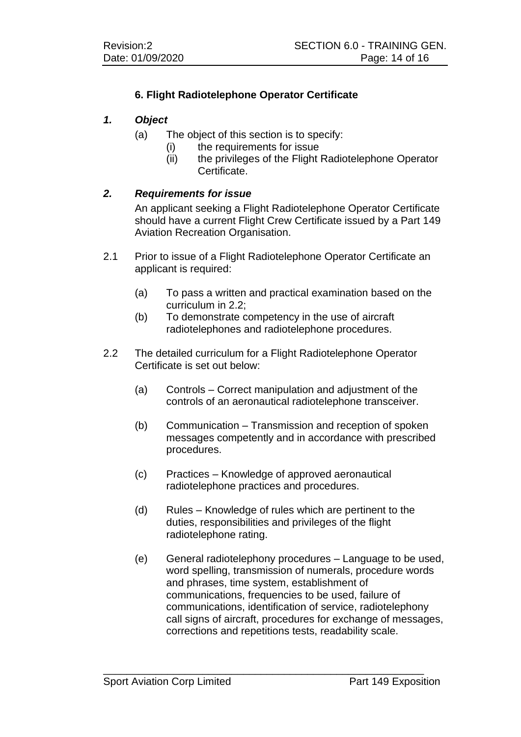## 6. Flight Radiotelephone Operator Certificate

### *1. Object*

(a) The object of this section is to specify:

- (i) the requirements for issue
- (ii) the privileges of the Flight Radiotelephone Operator Certificate.

### *2. Requirements for issue*

An applicant seeking a Flight Radiotelephone Operator Certificate should have a current Flight Crew Certificate issued by a Part 149 Aviation Recreation Organisation.

2.1 Prior to issue of a Flight Radiotelephone Operator Certificate an applicant is required:

- (a) To pass a written and practical examination based on the curriculum in 2.2;
- (b) To demonstrate competency in the use of aircraft radiotelephones and radiotelephone procedures.

2.2 The detailed curriculum for a Flight Radiotelephone Operator Certificate is set out below:

- (a) Controls – Correct manipulation and adjustment of the controls of an aeronautical radiotelephone transceiver.
- (b) Communication – Transmission and reception of spoken messages competently and in accordance with prescribed procedures.
- (c) Practices – Knowledge of approved aeronautical radiotelephone practices and procedures.
- (d) Rules – Knowledge of rules which are pertinent to the duties, responsibilities and privileges of the flight radiotelephone rating.
- (e) General radiotelephony procedures – Language to be used, word spelling, transmission of numerals, procedure words and phrases, time system, establishment of communications, frequencies to be used, failure of communications, identification of service, radiotelephony call signs of aircraft, procedures for exchange of messages, corrections and repetitions tests, readability scale.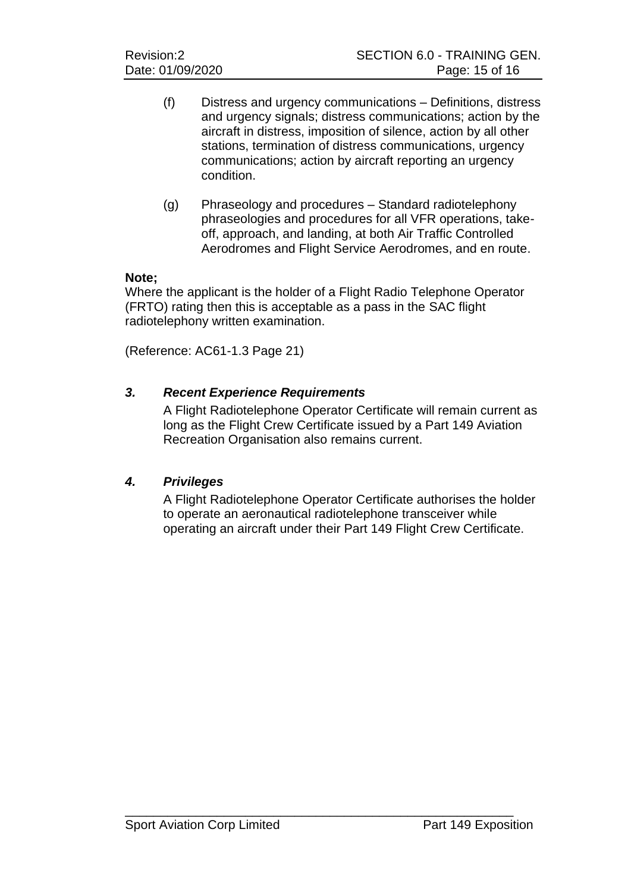(f) Distress and urgency communications – Definitions, distress and urgency signals; distress communications; action by the aircraft in distress, imposition of silence, action by all other stations, termination of distress communications, urgency communications; action by aircraft reporting an urgency condition.

(g) Phraseology and procedures – Standard radiotelephony phraseologies and procedures for all VFR operations, take-off, approach, and landing, at both Air Traffic Controlled Aerodromes and Flight Service Aerodromes, and en route.

**Note;**
Where the applicant is the holder of a Flight Radio Telephone Operator (FRTO) rating then this is acceptable as a pass in the SAC flight radiotelephony written examination.

(Reference: AC61-1.3 Page 21)

### *3. Recent Experience Requirements*

A Flight Radiotelephone Operator Certificate will remain current as long as the Flight Crew Certificate issued by a Part 149 Aviation Recreation Organisation also remains current.

### *4. Privileges*

A Flight Radiotelephone Operator Certificate authorises the holder to operate an aeronautical radiotelephone transceiver while operating an aircraft under their Part 149 Flight Crew Certificate.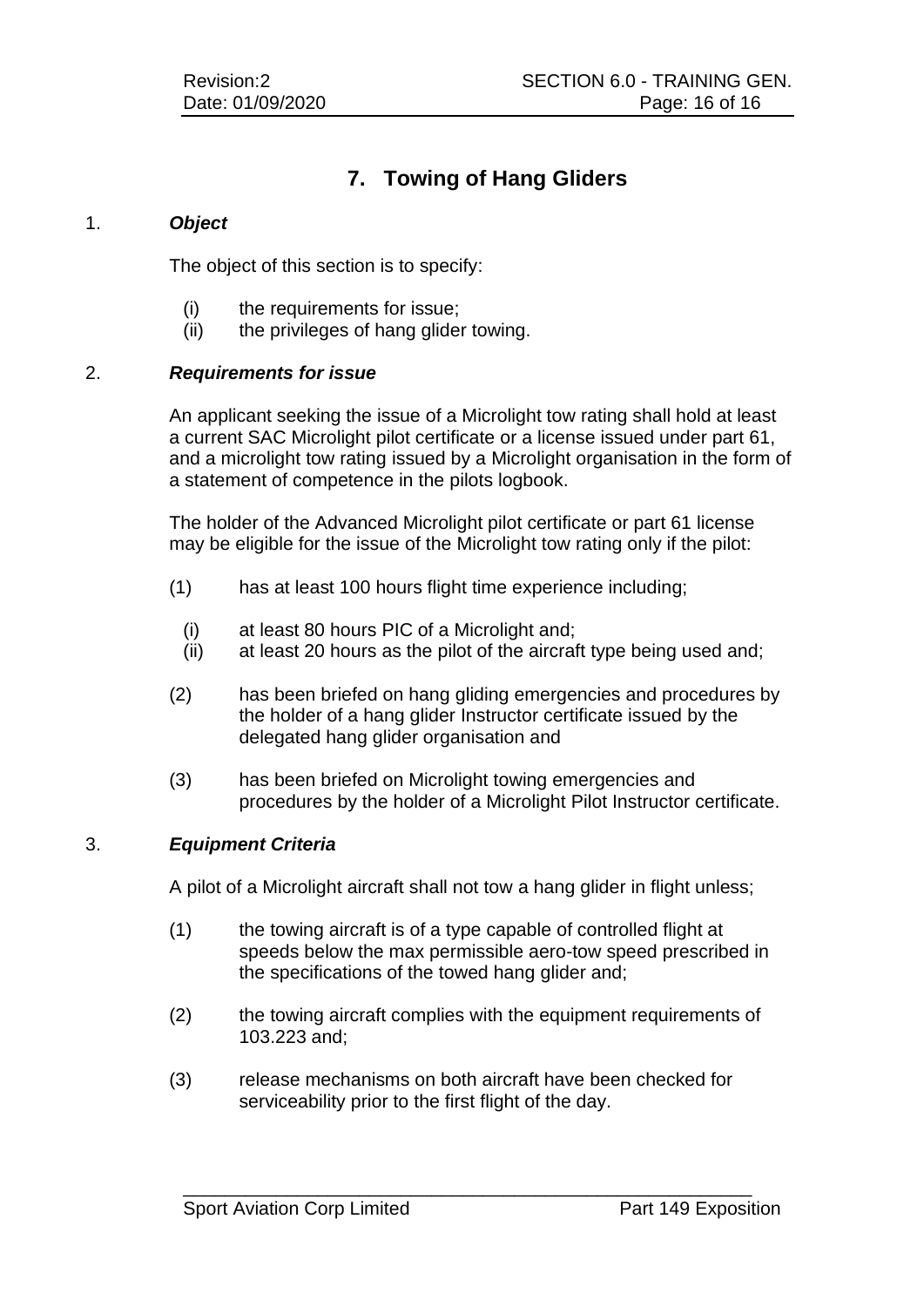# 7. Towing of Hang Gliders

1. ***Object***

   The object of this section is to specify:

   (i) the requirements for issue;
   (ii) the privileges of hang glider towing.

2. ***Requirements for issue***

   An applicant seeking the issue of a Microlight tow rating shall hold at least a current SAC Microlight pilot certificate or a license issued under part 61, and a microlight tow rating issued by a Microlight organisation in the form of a statement of competence in the pilots logbook.

   The holder of the Advanced Microlight pilot certificate or part 61 license may be eligible for the issue of the Microlight tow rating only if the pilot:

   (1) has at least 100 hours flight time experience including;

      (i) at least 80 hours PIC of a Microlight and;
      (ii) at least 20 hours as the pilot of the aircraft type being used and;

   (2) has been briefed on hang gliding emergencies and procedures by the holder of a hang glider Instructor certificate issued by the delegated hang glider organisation and

   (3) has been briefed on Microlight towing emergencies and procedures by the holder of a Microlight Pilot Instructor certificate.

3. ***Equipment Criteria***

   A pilot of a Microlight aircraft shall not tow a hang glider in flight unless;

   (1) the towing aircraft is of a type capable of controlled flight at speeds below the max permissible aero-tow speed prescribed in the specifications of the towed hang glider and;

   (2) the towing aircraft complies with the equipment requirements of 103.223 and;

   (3) release mechanisms on both aircraft have been checked for serviceability prior to the first flight of the day.